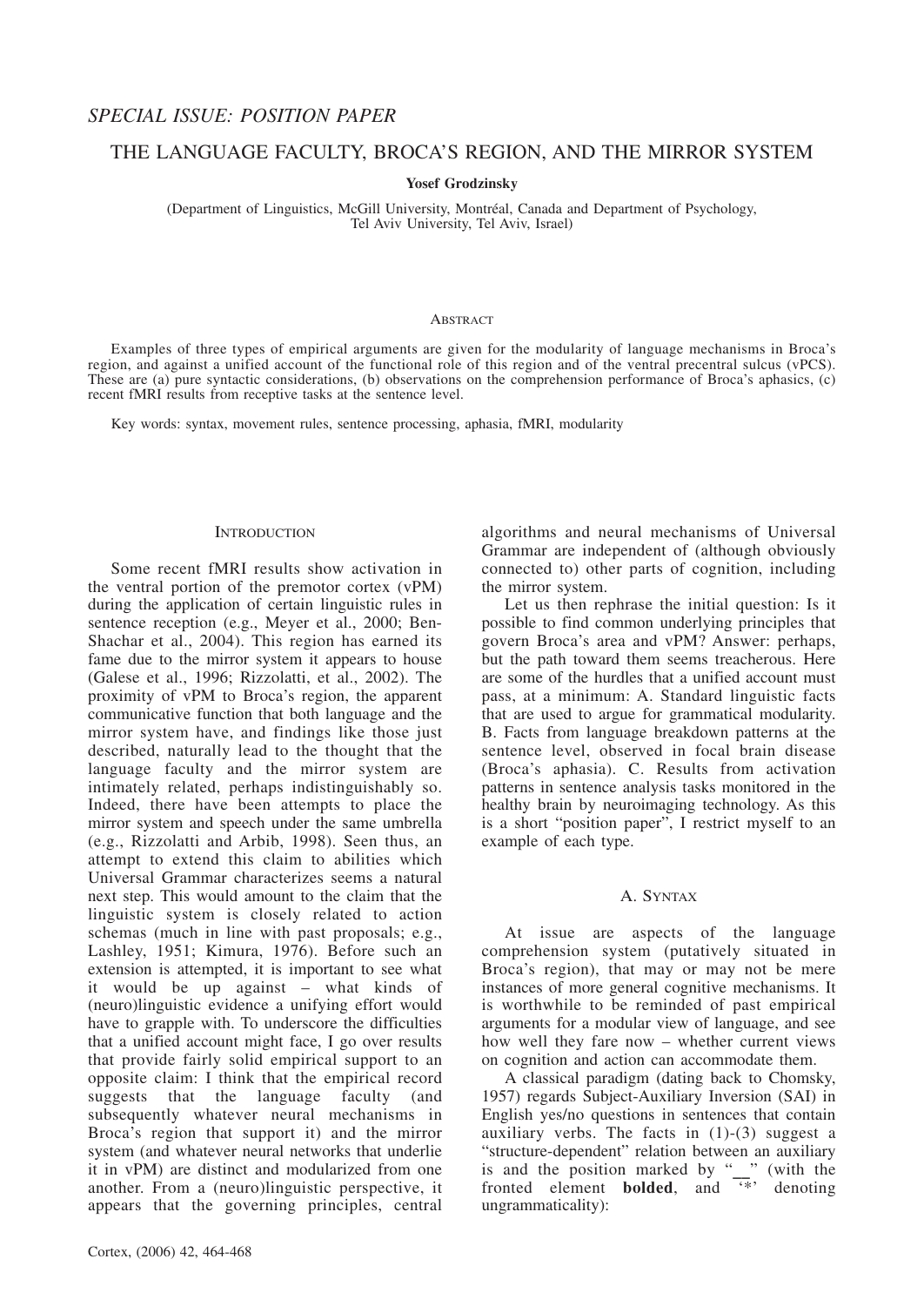*SPECIAL ISSUE: POSITION PAPER*

# THE LANGUAGE FACULTY, BROCA'S REGION, AND THE MIRROR SYSTEM

**Yosef Grodzinsky**

(Department of Linguistics, McGill University, Montréal, Canada and Department of Psychology, Tel Aviv University, Tel Aviv, Israel)

## Abstract

Examples of three types of empirical arguments are given for the modularity of language mechanisms in Broca's region, and against a unified account of the functional role of this region and of the ventral precentral sulcus (vPCS). These are (a) pure syntactic considerations, (b) observations on the comprehension performance of Broca's aphasics, (c) recent fMRI results from receptive tasks at the sentence level.

Key words: syntax, movement rules, sentence processing, aphasia, fMRI, modularity

## Introduction

Some recent fMRI results show activation in the ventral portion of the premotor cortex (vPM) during the application of certain linguistic rules in sentence reception (e.g., Meyer et al., 2000; Ben-Shachar et al., 2004). This region has earned its fame due to the mirror system it appears to house (Galese et al., 1996; Rizzolatti, et al., 2002). The proximity of vPM to Broca's region, the apparent communicative function that both language and the mirror system have, and findings like those just described, naturally lead to the thought that the language faculty and the mirror system are intimately related, perhaps indistinguishably so. Indeed, there have been attempts to place the mirror system and speech under the same umbrella (e.g., Rizzolatti and Arbib, 1998). Seen thus, an attempt to extend this claim to abilities which Universal Grammar characterizes seems a natural next step. This would amount to the claim that the linguistic system is closely related to action schemas (much in line with past proposals; e.g., Lashley, 1951; Kimura, 1976). Before such an extension is attempted, it is important to see what it would be up against – what kinds of (neuro)linguistic evidence a unifying effort would have to grapple with. To underscore the difficulties that a unified account might face, I go over results that provide fairly solid empirical support to an opposite claim: I think that the empirical record suggests that the language faculty (and subsequently whatever neural mechanisms in Broca's region that support it) and the mirror system (and whatever neural networks that underlie it in vPM) are distinct and modularized from one another. From a (neuro)linguistic perspective, it appears that the governing principles, central algorithms and neural mechanisms of Universal Grammar are independent of (although obviously connected to) other parts of cognition, including the mirror system.

Let us then rephrase the initial question: Is it possible to find common underlying principles that govern Broca's area and vPM? Answer: perhaps, but the path toward them seems treacherous. Here are some of the hurdles that a unified account must pass, at a minimum: A. Standard linguistic facts that are used to argue for grammatical modularity. B. Facts from language breakdown patterns at the sentence level, observed in focal brain disease (Broca's aphasia). C. Results from activation patterns in sentence analysis tasks monitored in the healthy brain by neuroimaging technology. As this is a short "position paper", I restrict myself to an example of each type.

## A. Syntax

At issue are aspects of the language comprehension system (putatively situated in Broca's region), that may or may not be mere instances of more general cognitive mechanisms. It is worthwhile to be reminded of past empirical arguments for a modular view of language, and see how well they fare now – whether current views on cognition and action can accommodate them.

A classical paradigm (dating back to Chomsky, 1957) regards Subject-Auxiliary Inversion (SAI) in English yes/no questions in sentences that contain auxiliary verbs. The facts in (1)-(3) suggest a "structure-dependent" relation between an auxiliary is and the position marked by "__" (with the fronted element **bolded**, and '*' denoting ungrammaticality):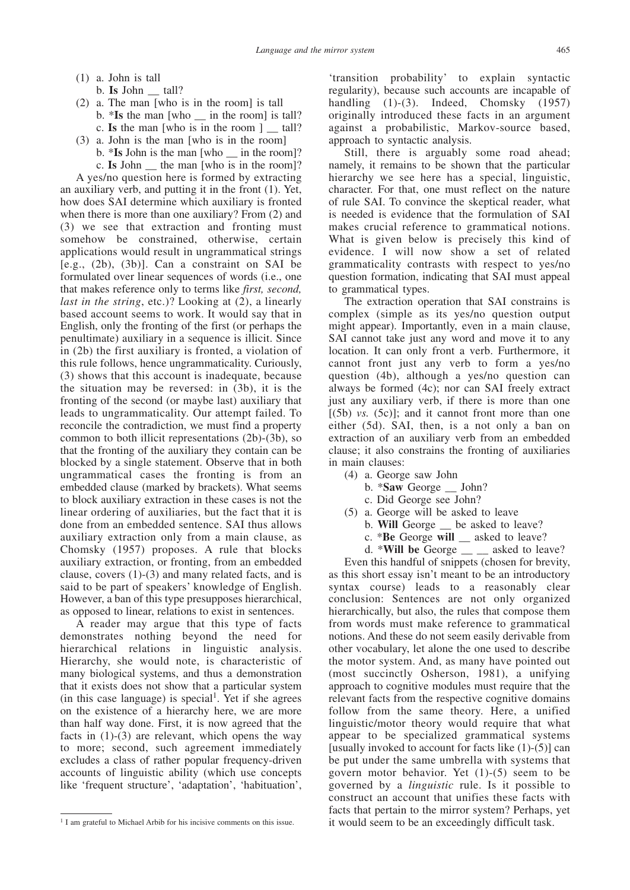(1) a. John is tall
    b. **Is** John __ tall?

(2) a. The man [who is in the room] is tall
    b. *​**Is** the man [who __ in the room] is tall?
    c. **Is** the man [who is in the room ] __ tall?

(3) a. John is the man [who is in the room]
    b. *​**Is** John is the man [who __ in the room]?
    c. **Is** John __ the man [who is in the room]?

A yes/no question here is formed by extracting an auxiliary verb, and putting it in the front (1). Yet, how does SAI determine which auxiliary is fronted when there is more than one auxiliary? From (2) and (3) we see that extraction and fronting must somehow be constrained, otherwise, certain applications would result in ungrammatical strings [e.g., (2b), (3b)]. Can a constraint on SAI be formulated over linear sequences of words (i.e., one that makes reference only to terms like *first, second, last in the string*, etc.)? Looking at (2), a linearly based account seems to work. It would say that in English, only the fronting of the first (or perhaps the penultimate) auxiliary in a sequence is illicit. Since in (2b) the first auxiliary is fronted, a violation of this rule follows, hence ungrammaticality. Curiously, (3) shows that this account is inadequate, because the situation may be reversed: in (3b), it is the fronting of the second (or maybe last) auxiliary that leads to ungrammaticality. Our attempt failed. To reconcile the contradiction, we must find a property common to both illicit representations (2b)-(3b), so that the fronting of the auxiliary they contain can be blocked by a single statement. Observe that in both ungrammatical cases the fronting is from an embedded clause (marked by brackets). What seems to block auxiliary extraction in these cases is not the linear ordering of auxiliaries, but the fact that it is done from an embedded sentence. SAI thus allows auxiliary extraction only from a main clause, as Chomsky (1957) proposes. A rule that blocks auxiliary extraction, or fronting, from an embedded clause, covers (1)-(3) and many related facts, and is said to be part of speakers' knowledge of English. However, a ban of this type presupposes hierarchical, as opposed to linear, relations to exist in sentences.

A reader may argue that this type of facts demonstrates nothing beyond the need for hierarchical relations in linguistic analysis. Hierarchy, she would note, is characteristic of many biological systems, and thus a demonstration that it exists does not show that a particular system (in this case language) is special[1]. Yet if she agrees on the existence of a hierarchy here, we are more than half way done. First, it is now agreed that the facts in (1)-(3) are relevant, which opens the way to more; second, such agreement immediately excludes a class of rather popular frequency-driven accounts of linguistic ability (which use concepts like 'frequent structure', 'adaptation', 'habituation', 'transition probability' to explain syntactic regularity), because such accounts are incapable of handling (1)-(3). Indeed, Chomsky (1957) originally introduced these facts in an argument against a probabilistic, Markov-source based, approach to syntactic analysis.

Still, there is arguably some road ahead; namely, it remains to be shown that the particular hierarchy we see here has a special, linguistic, character. For that, one must reflect on the nature of rule SAI. To convince the skeptical reader, what is needed is evidence that the formulation of SAI makes crucial reference to grammatical notions. What is given below is precisely this kind of evidence. I will now show a set of related grammaticality contrasts with respect to yes/no question formation, indicating that SAI must appeal to grammatical types.

The extraction operation that SAI constrains is complex (simple as its yes/no question output might appear). Importantly, even in a main clause, SAI cannot take just any word and move it to any location. It can only front a verb. Furthermore, it cannot front just any verb to form a yes/no question (4b), although a yes/no question can always be formed (4c); nor can SAI freely extract just any auxiliary verb, if there is more than one [(5b) *vs.* (5c)]; and it cannot front more than one either (5d). SAI, then, is a not only a ban on extraction of an auxiliary verb from an embedded clause; it also constrains the fronting of auxiliaries in main clauses:

(4) a. George saw John
    b. *​**Saw** George __ John?
    c. Did George see John?

(5) a. George will be asked to leave
    b. **Will** George __ be asked to leave?
    c. *​**Be** George **will** __ asked to leave?
    d. *​**Will be** George __ __ asked to leave?

Even this handful of snippets (chosen for brevity, as this short essay isn't meant to be an introductory syntax course) leads to a reasonably clear conclusion: Sentences are not only organized hierarchically, but also, the rules that compose them from words must make reference to grammatical notions. And these do not seem easily derivable from other vocabulary, let alone the one used to describe the motor system. And, as many have pointed out (most succinctly Osherson, 1981), a unifying approach to cognitive modules must require that the relevant facts from the respective cognitive domains follow from the same theory. Here, a unified linguistic/motor theory would require that what appear to be specialized grammatical systems [usually invoked to account for facts like (1)-(5)] can be put under the same umbrella with systems that govern motor behavior. Yet (1)-(5) seem to be governed by a *linguistic* rule. Is it possible to construct an account that unifies these facts with facts that pertain to the mirror system? Perhaps, yet it would seem to be an exceedingly difficult task.

[1] I am grateful to Michael Arbib for his incisive comments on this issue.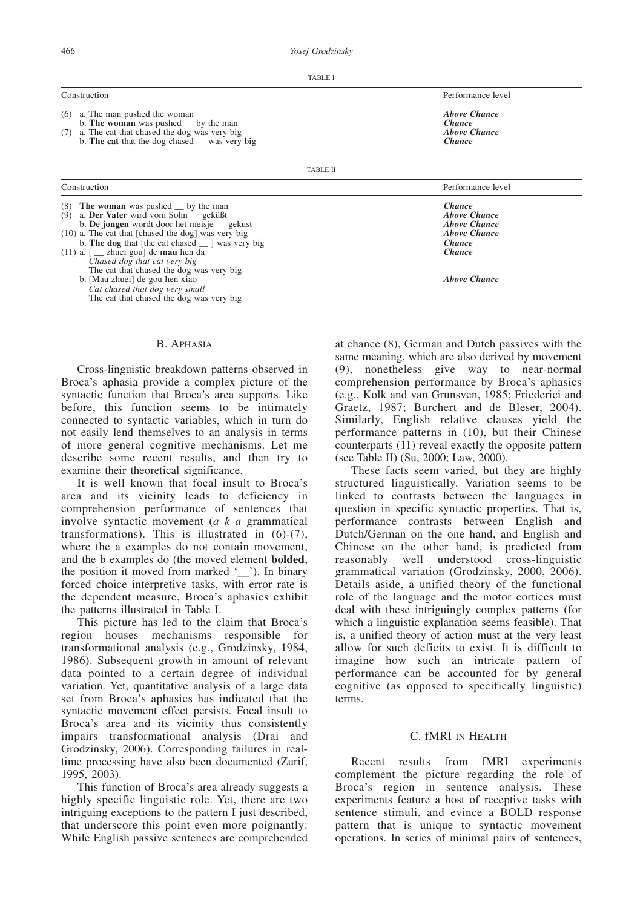TABLE I

| Construction | Performance level |
|---|---|
| (6) a. The man pushed the woman | ***Above Chance*** |
| b. **The woman** was pushed __ by the man | ***Chance*** |
| (7) a. The cat that chased the dog was very big | ***Above Chance*** |
| b. **The cat** that the dog chased __ was very big | ***Chance*** |

TABLE II

| Construction | Performance level |
|---|---|
| (8) **The woman** was pushed __ by the man | ***Chance*** |
| (9) a. **Der Vater** wird vom Sohn __ geküßt | ***Above Chance*** |
| b. **De jongen** wordt door het meisje __ gekust | ***Above Chance*** |
| (10) a. The cat that [chased the dog] was very big | ***Above Chance*** |
| b. **The dog** that [the cat chased __ ] was very big | ***Chance*** |
| (11) a. [ __ zhuei gou] de **mau** hen da<br>*Chased dog that cat very big*<br>The cat that chased the dog was very big | ***Chance*** |
| b. [Mau zhuei] de gou hen xiao<br>*Cat chased that dog very small*<br>The cat that chased the dog was very big | ***Above Chance*** |

## B. Aphasia

Cross-linguistic breakdown patterns observed in Broca's aphasia provide a complex picture of the syntactic function that Broca's area supports. Like before, this function seems to be intimately connected to syntactic variables, which in turn do not easily lend themselves to an analysis in terms of more general cognitive mechanisms. Let me describe some recent results, and then try to examine their theoretical significance.

It is well known that focal insult to Broca's area and its vicinity leads to deficiency in comprehension performance of sentences that involve syntactic movement (*a k a* grammatical transformations). This is illustrated in (6)-(7), where the a examples do not contain movement, and the b examples do (the moved element **bolded**, the position it moved from marked '__'). In binary forced choice interpretive tasks, with error rate is the dependent measure, Broca's aphasics exhibit the patterns illustrated in Table I.

This picture has led to the claim that Broca's region houses mechanisms responsible for transformational analysis (e.g., Grodzinsky, 1984, 1986). Subsequent growth in amount of relevant data pointed to a certain degree of individual variation. Yet, quantitative analysis of a large data set from Broca's aphasics has indicated that the syntactic movement effect persists. Focal insult to Broca's area and its vicinity thus consistently impairs transformational analysis (Drai and Grodzinsky, 2006). Corresponding failures in real-time processing have also been documented (Zurif, 1995, 2003).

This function of Broca's area already suggests a highly specific linguistic role. Yet, there are two intriguing exceptions to the pattern I just described, that underscore this point even more poignantly: While English passive sentences are comprehended at chance (8), German and Dutch passives with the same meaning, which are also derived by movement (9), nonetheless give way to near-normal comprehension performance by Broca's aphasics (e.g., Kolk and van Grunsven, 1985; Friederici and Graetz, 1987; Burchert and de Bleser, 2004). Similarly, English relative clauses yield the performance patterns in (10), but their Chinese counterparts (11) reveal exactly the opposite pattern (see Table II) (Su, 2000; Law, 2000).

These facts seem varied, but they are highly structured linguistically. Variation seems to be linked to contrasts between the languages in question in specific syntactic properties. That is, performance contrasts between English and Dutch/German on the one hand, and English and Chinese on the other hand, is predicted from reasonably well understood cross-linguistic grammatical variation (Grodzinsky, 2000, 2006). Details aside, a unified theory of the functional role of the language and the motor cortices must deal with these intriguingly complex patterns (for which a linguistic explanation seems feasible). That is, a unified theory of action must at the very least allow for such deficits to exist. It is difficult to imagine how such an intricate pattern of performance can be accounted for by general cognitive (as opposed to specifically linguistic) terms.

## C. fMRI in Health

Recent results from fMRI experiments complement the picture regarding the role of Broca's region in sentence analysis. These experiments feature a host of receptive tasks with sentence stimuli, and evince a BOLD response pattern that is unique to syntactic movement operations. In series of minimal pairs of sentences,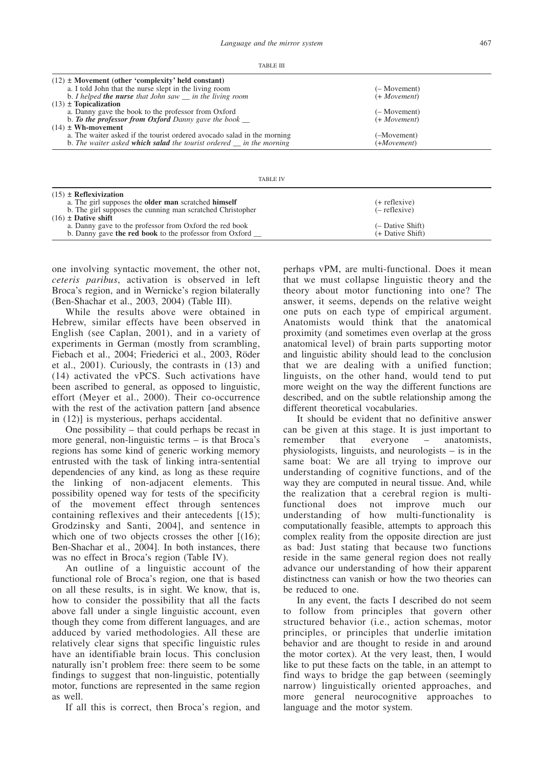TABLE III

| | |
|---|---|
| (12) ± **Movement (other 'complexity' held constant)** | |
| a. I told John that the nurse slept in the living room | (– Movement) |
| b. *I helped* ***the nurse*** *that John saw __ in the living room* | (+ *Movement*) |
| (13) ± **Topicalization** | |
| a. Danny gave the book to the professor from Oxford | (– Movement) |
| b. ***To the professor from Oxford*** *Danny gave the book __* | (+ *Movement*) |
| (14) ± **Wh-movement** | |
| a. The waiter asked if the tourist ordered avocado salad in the morning | (–Movement) |
| b. *The waiter asked* ***which salad*** *the tourist ordered __ in the morning* | (+*Movement*) |

TABLE IV

| | |
|---|---|
| (15) ± **Reflexivization** | |
| a. The girl supposes the **older man** scratched **himself** | (+ reflexive) |
| b. The girl supposes the cunning man scratched Christopher | (– reflexive) |
| (16) ± **Dative shift** | |
| a. Danny gave to the professor from Oxford the red book | (– Dative Shift) |
| b. Danny gave **the red book** to the professor from Oxford __ | (+ Dative Shift) |

one involving syntactic movement, the other not, *ceteris paribus*, activation is observed in left Broca's region, and in Wernicke's region bilaterally (Ben-Shachar et al., 2003, 2004) (Table III).

While the results above were obtained in Hebrew, similar effects have been observed in English (see Caplan, 2001), and in a variety of experiments in German (mostly from scrambling, Fiebach et al., 2004; Friederici et al., 2003, Röder et al., 2001). Curiously, the contrasts in (13) and (14) activated the vPCS. Such activations have been ascribed to general, as opposed to linguistic, effort (Meyer et al., 2000). Their co-occurrence with the rest of the activation pattern [and absence in (12)] is mysterious, perhaps accidental.

One possibility – that could perhaps be recast in more general, non-linguistic terms – is that Broca's regions has some kind of generic working memory entrusted with the task of linking intra-sentential dependencies of any kind, as long as these require the linking of non-adjacent elements. This possibility opened way for tests of the specificity of the movement effect through sentences containing reflexives and their antecedents [(15); Grodzinsky and Santi, 2004], and sentence in which one of two objects crosses the other [(16); Ben-Shachar et al., 2004]. In both instances, there was no effect in Broca's region (Table IV).

An outline of a linguistic account of the functional role of Broca's region, one that is based on all these results, is in sight. We know, that is, how to consider the possibility that all the facts above fall under a single linguistic account, even though they come from different languages, and are adduced by varied methodologies. All these are relatively clear signs that specific linguistic rules have an identifiable brain locus. This conclusion naturally isn't problem free: there seem to be some findings to suggest that non-linguistic, potentially motor, functions are represented in the same region as well.

If all this is correct, then Broca's region, and perhaps vPM, are multi-functional. Does it mean that we must collapse linguistic theory and the theory about motor functioning into one? The answer, it seems, depends on the relative weight one puts on each type of empirical argument. Anatomists would think that the anatomical proximity (and sometimes even overlap at the gross anatomical level) of brain parts supporting motor and linguistic ability should lead to the conclusion that we are dealing with a unified function; linguists, on the other hand, would tend to put more weight on the way the different functions are described, and on the subtle relationship among the different theoretical vocabularies.

It should be evident that no definitive answer can be given at this stage. It is just important to remember that everyone – anatomists, physiologists, linguists, and neurologists – is in the same boat: We are all trying to improve our understanding of cognitive functions, and of the way they are computed in neural tissue. And, while the realization that a cerebral region is multi-functional does not improve much our understanding of how multi-functionality is computationally feasible, attempts to approach this complex reality from the opposite direction are just as bad: Just stating that because two functions reside in the same general region does not really advance our understanding of how their apparent distinctness can vanish or how the two theories can be reduced to one.

In any event, the facts I described do not seem to follow from principles that govern other structured behavior (i.e., action schemas, motor principles, or principles that underlie imitation behavior and are thought to reside in and around the motor cortex). At the very least, then, I would like to put these facts on the table, in an attempt to find ways to bridge the gap between (seemingly narrow) linguistically oriented approaches, and more general neurocognitive approaches to language and the motor system.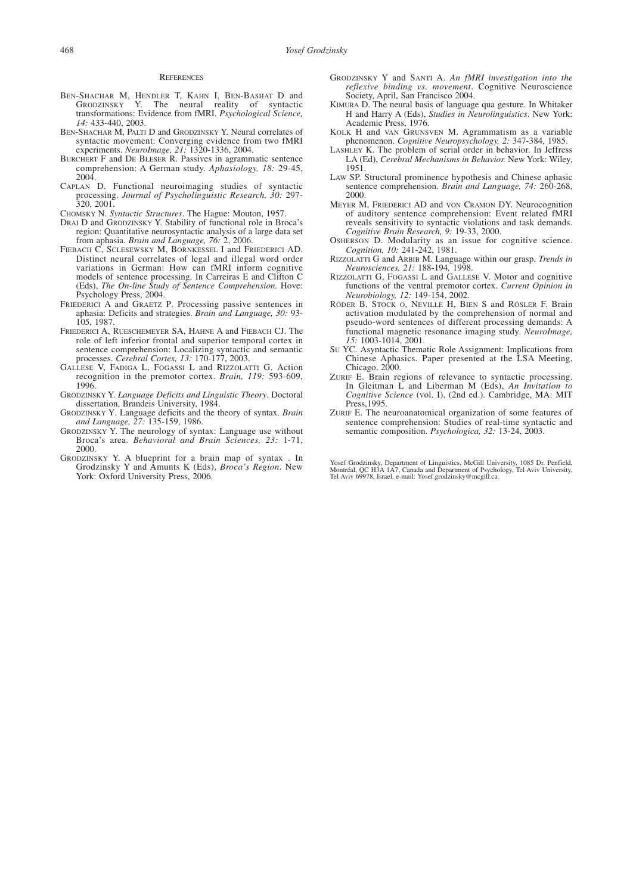## References

BEN-SHACHAR M, HENDLER T, KAHN I, BEN-BASHAT D and GRODZINSKY Y. The neural reality of syntactic transformations: Evidence from fMRI. *Psychological Science, 14:* 433-440, 2003.

BEN-SHACHAR M, PALTI D and GRODZINSKY Y. Neural correlates of syntactic movement: Converging evidence from two fMRI experiments. *NeuroImage, 21:* 1320-1336, 2004.

BURCHERT F and DE BLESER R. Passives in agrammatic sentence comprehension: A German study. *Aphasiology, 18:* 29-45, 2004.

CAPLAN D. Functional neuroimaging studies of syntactic processing. *Journal of Psycholinguistic Research, 30:* 297-320, 2001.

CHOMSKY N. *Syntactic Structures*. The Hague: Mouton, 1957.

DRAI D and GRODZINSKY Y. Stability of functional role in Broca's region: Quantitative neurosyntactic analysis of a large data set from aphasia. *Brain and Language, 76:* 2, 2006.

FIEBACH C, SCLESEWSKY M, BORNKESSEL I and FRIEDERICI AD. Distinct neural correlates of legal and illegal word order variations in German: How can fMRI inform cognitive models of sentence processing. In Carreiras E and Clifton C (Eds), *The On-line Study of Sentence Comprehension.* Hove: Psychology Press, 2004.

FRIEDERICI A and GRAETZ P. Processing passive sentences in aphasia: Deficits and strategies. *Brain and Language, 30:* 93-105, 1987.

FRIEDERICI A, RUESCHEMEYER SA, HAHNE A and FIEBACH CJ. The role of left inferior frontal and superior temporal cortex in sentence comprehension: Localizing syntactic and semantic processes. *Cerebral Cortex, 13:* 170-177, 2003.

GALLESE V, FADIGA L, FOGASSI L and RIZZOLATTI G. Action recognition in the premotor cortex. *Brain, 119:* 593-609, 1996.

GRODZINSKY Y. *Language Deficits and Linguistic Theory*. Doctoral dissertation, Brandeis University, 1984.

GRODZINSKY Y. Language deficits and the theory of syntax. *Brain and Language, 27:* 135-159, 1986.

GRODZINSKY Y. The neurology of syntax: Language use without Broca's area. *Behavioral and Brain Sciences, 23:* 1-71, 2000.

GRODZINSKY Y. A blueprint for a brain map of syntax . In Grodzinsky Y and Amunts K (Eds), *Broca's Region*. New York: Oxford University Press, 2006.

GRODZINSKY Y and SANTI A. *An fMRI investigation into the reflexive binding vs. movement*. Cognitive Neuroscience Society, April, San Francisco 2004.

KIMURA D. The neural basis of language qua gesture. In Whitaker H and Harry A (Eds), *Studies in Neurolinguistics*. New York: Academic Press, 1976.

KOLK H and VAN GRUNSVEN M. Agrammatism as a variable phenomenon. *Cognitive Neuropsychology, 2:* 347-384, 1985.

LASHLEY K. The problem of serial order in behavior. In Jeffress LA (Ed), *Cerebral Mechanisms in Behavior.* New York: Wiley, 1951.

LAW SP. Structural prominence hypothesis and Chinese aphasic sentence comprehension. *Brain and Language, 74:* 260-268, 2000.

MEYER M, FRIEDERICI AD and VON CRAMON DY. Neurocognition of auditory sentence comprehension: Event related fMRI reveals sensitivity to syntactic violations and task demands. *Cognitive Brain Research, 9:* 19-33, 2000.

OSHERSON D. Modularity as an issue for cognitive science. *Cognition, 10:* 241-242, 1981.

RIZZOLATTI G and ARBIB M. Language within our grasp. *Trends in Neurosciences, 21:* 188-194*,* 1998.

RIZZOLATTI G, FOGASSI L and GALLESE V. Motor and cognitive functions of the ventral premotor cortex. *Current Opinion in Neurobiology, 12:* 149-154, 2002.

RÖDER B, STOCK O, NEVILLE H, BIEN S and RÖSLER F. Brain activation modulated by the comprehension of normal and pseudo-word sentences of different processing demands: A functional magnetic resonance imaging study. *NeuroImage, 15:* 1003-1014, 2001.

SU YC. Asyntactic Thematic Role Assignment: Implications from Chinese Aphasics. Paper presented at the LSA Meeting, Chicago, 2000.

ZURIF E. Brain regions of relevance to syntactic processing. In Gleitman L and Liberman M (Eds), *An Invitation to Cognitive Science* (vol. I), (2nd ed.). Cambridge, MA: MIT Press,1995.

ZURIF E. The neuroanatomical organization of some features of sentence comprehension: Studies of real-time syntactic and semantic composition. *Psychologica, 32:* 13-24, 2003.

Yosef Grodzinsky, Department of Linguistics, McGill University, 1085 Dr. Penfield, Montréal, QC H3A 1A7, Canada and Department of Psychology, Tel Aviv University, Tel Aviv 69978, Israel. e-mail: Yosef.grodzinsky@mcgill.ca.